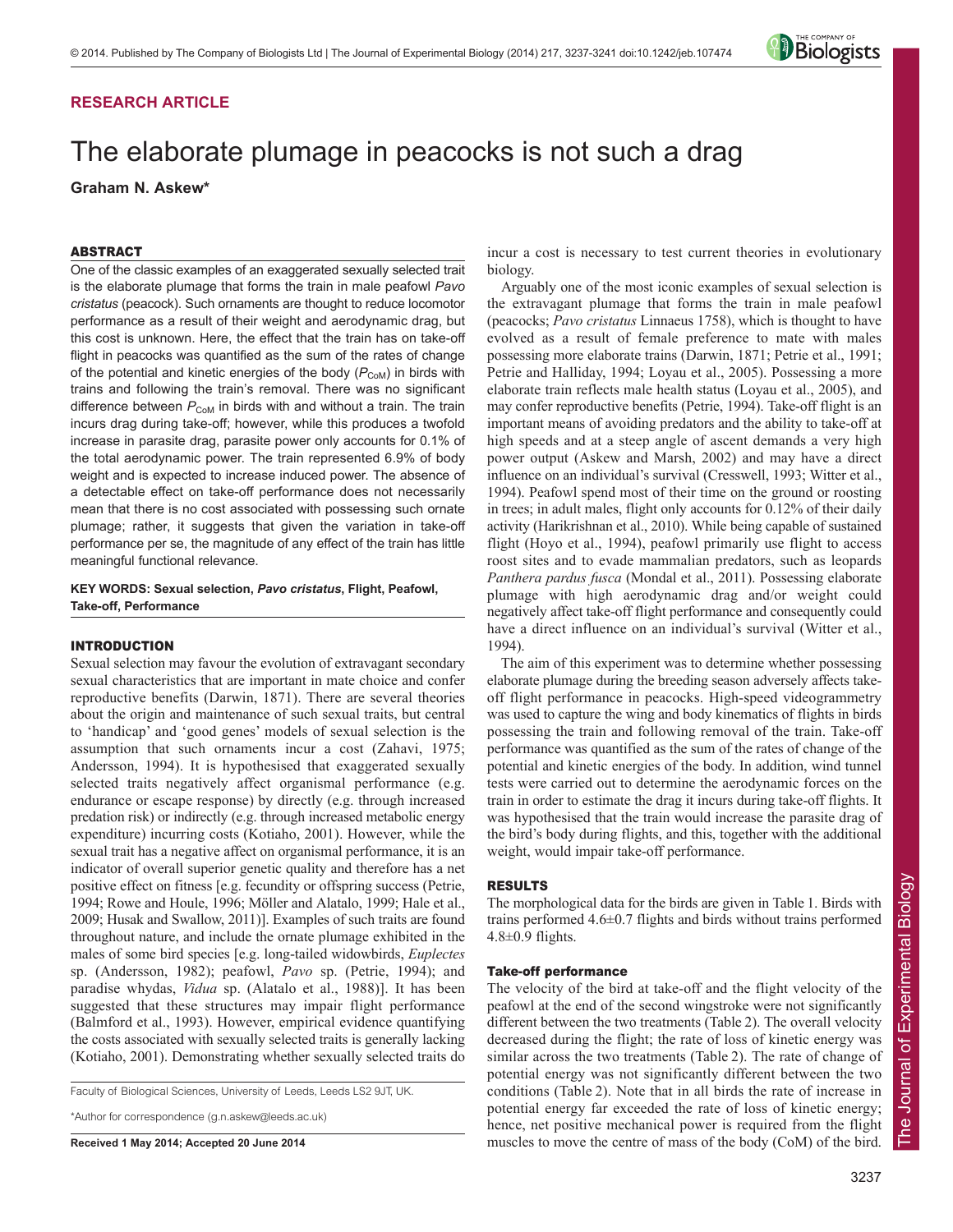**RESEARCH ARTICLE**

# The elaborate plumage in peacocks is not such a drag

**Graham N. Askew***

## ABSTRACT

One of the classic examples of an exaggerated sexually selected trait is the elaborate plumage that forms the train in male peafowl *Pavo cristatus* (peacock). Such ornaments are thought to reduce locomotor performance as a result of their weight and aerodynamic drag, but this cost is unknown. Here, the effect that the train has on take-off flight in peacocks was quantified as the sum of the rates of change of the potential and kinetic energies of the body ($P_{CoM}$) in birds with trains and following the train's removal. There was no significant difference between $P_{CoM}$ in birds with and without a train. The train incurs drag during take-off; however, while this produces a twofold increase in parasite drag, parasite power only accounts for 0.1% of the total aerodynamic power. The train represented 6.9% of body weight and is expected to increase induced power. The absence of a detectable effect on take-off performance does not necessarily mean that there is no cost associated with possessing such ornate plumage; rather, it suggests that given the variation in take-off performance per se, the magnitude of any effect of the train has little meaningful functional relevance.

**KEY WORDS: Sexual selection, *Pavo cristatus*, Flight, Peafowl, Take-off, Performance**

## INTRODUCTION

Sexual selection may favour the evolution of extravagant secondary sexual characteristics that are important in mate choice and confer reproductive benefits (Darwin, 1871). There are several theories about the origin and maintenance of such sexual traits, but central to 'handicap' and 'good genes' models of sexual selection is the assumption that such ornaments incur a cost (Zahavi, 1975; Andersson, 1994). It is hypothesised that exaggerated sexually selected traits negatively affect organismal performance (e.g. endurance or escape response) by directly (e.g. through increased predation risk) or indirectly (e.g. through increased metabolic energy expenditure) incurring costs (Kotiaho, 2001). However, while the sexual trait has a negative affect on organismal performance, it is an indicator of overall superior genetic quality and therefore has a net positive effect on fitness [e.g. fecundity or offspring success (Petrie, 1994; Rowe and Houle, 1996; Möller and Alatalo, 1999; Hale et al., 2009; Husak and Swallow, 2011)]. Examples of such traits are found throughout nature, and include the ornate plumage exhibited in the males of some bird species [e.g. long-tailed widowbirds, *Euplectes* sp. (Andersson, 1982); peafowl, *Pavo* sp. (Petrie, 1994); and paradise whydas, *Vidua* sp. (Alatalo et al., 1988)]. It has been suggested that these structures may impair flight performance (Balmford et al., 1993). However, empirical evidence quantifying the costs associated with sexually selected traits is generally lacking (Kotiaho, 2001). Demonstrating whether sexually selected traits do incur a cost is necessary to test current theories in evolutionary biology.

Arguably one of the most iconic examples of sexual selection is the extravagant plumage that forms the train in male peafowl (peacocks; *Pavo cristatus* Linnaeus 1758), which is thought to have evolved as a result of female preference to mate with males possessing more elaborate trains (Darwin, 1871; Petrie et al., 1991; Petrie and Halliday, 1994; Loyau et al., 2005). Possessing a more elaborate train reflects male health status (Loyau et al., 2005), and may confer reproductive benefits (Petrie, 1994). Take-off flight is an important means of avoiding predators and the ability to take-off at high speeds and at a steep angle of ascent demands a very high power output (Askew and Marsh, 2002) and may have a direct influence on an individual's survival (Cresswell, 1993; Witter et al., 1994). Peafowl spend most of their time on the ground or roosting in trees; in adult males, flight only accounts for 0.12% of their daily activity (Harikrishnan et al., 2010). While being capable of sustained flight (Hoyo et al., 1994), peafowl primarily use flight to access roost sites and to evade mammalian predators, such as leopards *Panthera pardus fusca* (Mondal et al., 2011). Possessing elaborate plumage with high aerodynamic drag and/or weight could negatively affect take-off flight performance and consequently could have a direct influence on an individual's survival (Witter et al., 1994).

The aim of this experiment was to determine whether possessing elaborate plumage during the breeding season adversely affects take-off flight performance in peacocks. High-speed videogrammetry was used to capture the wing and body kinematics of flights in birds possessing the train and following removal of the train. Take-off performance was quantified as the sum of the rates of change of the potential and kinetic energies of the body. In addition, wind tunnel tests were carried out to determine the aerodynamic forces on the train in order to estimate the drag it incurs during take-off flights. It was hypothesised that the train would increase the parasite drag of the bird's body during flights, and this, together with the additional weight, would impair take-off performance.

## RESULTS

The morphological data for the birds are given in Table 1. Birds with trains performed 4.6±0.7 flights and birds without trains performed 4.8±0.9 flights.

### Take-off performance

The velocity of the bird at take-off and the flight velocity of the peafowl at the end of the second wingstroke were not significantly different between the two treatments (Table 2). The overall velocity decreased during the flight; the rate of loss of kinetic energy was similar across the two treatments (Table 2). The rate of change of potential energy was not significantly different between the two conditions (Table 2). Note that in all birds the rate of increase in potential energy far exceeded the rate of loss of kinetic energy; hence, net positive mechanical power is required from the flight muscles to move the centre of mass of the body (CoM) of the bird.

Faculty of Biological Sciences, University of Leeds, Leeds LS2 9JT, UK.

*Author for correspondence (g.n.askew@leeds.ac.uk)

**Received 1 May 2014; Accepted 20 June 2014**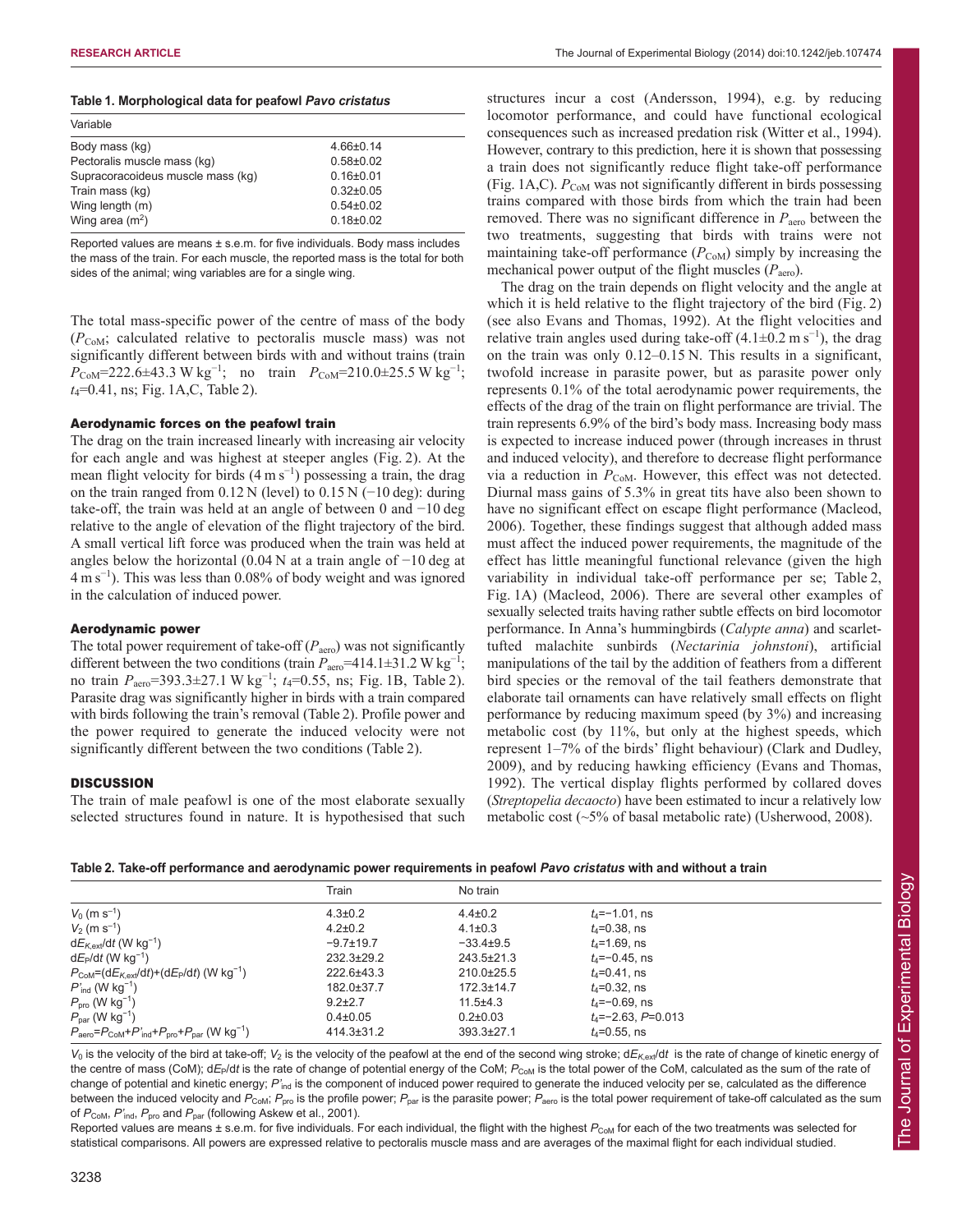**Table 1. Morphological data for peafowl *Pavo cristatus***

| Variable | |
|---|---|
| Body mass (kg) | 4.66±0.14 |
| Pectoralis muscle mass (kg) | 0.58±0.02 |
| Supracoracoideus muscle mass (kg) | 0.16±0.01 |
| Train mass (kg) | 0.32±0.05 |
| Wing length (m) | 0.54±0.02 |
| Wing area ($m^2$) | 0.18±0.02 |

Reported values are means ± s.e.m. for five individuals. Body mass includes the mass of the train. For each muscle, the reported mass is the total for both sides of the animal; wing variables are for a single wing.

The total mass-specific power of the centre of mass of the body ($P_{CoM}$; calculated relative to pectoralis muscle mass) was not significantly different between birds with and without trains (train $P_{CoM}$=222.6±43.3 W kg$^{-1}$; no train $P_{CoM}$=210.0±25.5 W kg$^{-1}$; $t_4$=0.41, ns; Fig. 1A,C, Table 2).

### Aerodynamic forces on the peafowl train

The drag on the train increased linearly with increasing air velocity for each angle and was highest at steeper angles (Fig. 2). At the mean flight velocity for birds (4 m s$^{-1}$) possessing a train, the drag on the train ranged from 0.12 N (level) to 0.15 N (−10 deg): during take-off, the train was held at an angle of between 0 and −10 deg relative to the angle of elevation of the flight trajectory of the bird. A small vertical lift force was produced when the train was held at angles below the horizontal (0.04 N at a train angle of −10 deg at 4 m s$^{-1}$). This was less than 0.08% of body weight and was ignored in the calculation of induced power.

### Aerodynamic power

The total power requirement of take-off ($P_{aero}$) was not significantly different between the two conditions (train $P_{aero}$=414.1±31.2 W kg$^{-1}$; no train $P_{aero}$=393.3±27.1 W kg$^{-1}$; $t_4$=0.55, ns; Fig. 1B, Table 2). Parasite drag was significantly higher in birds with a train compared with birds following the train's removal (Table 2). Profile power and the power required to generate the induced velocity were not significantly different between the two conditions (Table 2).

## DISCUSSION

The train of male peafowl is one of the most elaborate sexually selected structures found in nature. It is hypothesised that such structures incur a cost (Andersson, 1994), e.g. by reducing locomotor performance, and could have functional ecological consequences such as increased predation risk (Witter et al., 1994). However, contrary to this prediction, here it is shown that possessing a train does not significantly reduce flight take-off performance (Fig. 1A,C). $P_{CoM}$ was not significantly different in birds possessing trains compared with those birds from which the train had been removed. There was no significant difference in $P_{aero}$ between the two treatments, suggesting that birds with trains were not maintaining take-off performance ($P_{CoM}$) simply by increasing the mechanical power output of the flight muscles ($P_{aero}$).

The drag on the train depends on flight velocity and the angle at which it is held relative to the flight trajectory of the bird (Fig. 2) (see also Evans and Thomas, 1992). At the flight velocities and relative train angles used during take-off (4.1±0.2 m s$^{-1}$), the drag on the train was only 0.12–0.15 N. This results in a significant, twofold increase in parasite power, but as parasite power only represents 0.1% of the total aerodynamic power requirements, the effects of the drag of the train on flight performance are trivial. The train represents 6.9% of the bird's body mass. Increasing body mass is expected to increase induced power (through increases in thrust and induced velocity), and therefore to decrease flight performance via a reduction in $P_{CoM}$. However, this effect was not detected. Diurnal mass gains of 5.3% in great tits have also been shown to have no significant effect on escape flight performance (Macleod, 2006). Together, these findings suggest that although added mass must affect the induced power requirements, the magnitude of the effect has little meaningful functional relevance (given the high variability in individual take-off performance per se; Table 2, Fig. 1A) (Macleod, 2006). There are several other examples of sexually selected traits having rather subtle effects on bird locomotor performance. In Anna's hummingbirds (*Calypte anna*) and scarlet-tufted malachite sunbirds (*Nectarinia johnstoni*), artificial manipulations of the tail by the addition of feathers from a different bird species or the removal of the tail feathers demonstrate that elaborate tail ornaments can have relatively small effects on flight performance by reducing maximum speed (by 3%) and increasing metabolic cost (by 11%, but only at the highest speeds, which represent 1–7% of the birds' flight behaviour) (Clark and Dudley, 2009), and by reducing hawking efficiency (Evans and Thomas, 1992). The vertical display flights performed by collared doves (*Streptopelia decaocto*) have been estimated to incur a relatively low metabolic cost (~5% of basal metabolic rate) (Usherwood, 2008).

**Table 2. Take-off performance and aerodynamic power requirements in peafowl *Pavo cristatus* with and without a train**

| | Train | No train | |
|---|---|---|---|
| $V_0$ (m s$^{-1}$) | 4.3±0.2 | 4.4±0.2 | $t_4$=−1.01, ns |
| $V_2$ (m s$^{-1}$) | 4.2±0.2 | 4.1±0.3 | $t_4$=0.38, ns |
| $dE_{K,ext}/dt$ (W kg$^{-1}$) | −9.7±19.7 | −33.4±9.5 | $t_4$=1.69, ns |
| $dE_P/dt$ (W kg$^{-1}$) | 232.3±29.2 | 243.5±21.3 | $t_4$=−0.45, ns |
| $P_{CoM}=(dE_{K,ext}/dt)+(dE_P/dt)$ (W kg$^{-1}$) | 222.6±43.3 | 210.0±25.5 | $t_4$=0.41, ns |
| $P'_{ind}$ (W kg$^{-1}$) | 182.0±37.7 | 172.3±14.7 | $t_4$=0.32, ns |
| $P_{pro}$ (W kg$^{-1}$) | 9.2±2.7 | 11.5±4.3 | $t_4$=−0.69, ns |
| $P_{par}$ (W kg$^{-1}$) | 0.4±0.05 | 0.2±0.03 | $t_4$=−2.63, $P$=0.013 |
| $P_{aero}=P_{CoM}+P'_{ind}+P_{pro}+P_{par}$ (W kg$^{-1}$) | 414.3±31.2 | 393.3±27.1 | $t_4$=0.55, ns |

$V_0$ is the velocity of the bird at take-off; $V_2$ is the velocity of the peafowl at the end of the second wing stroke; $dE_{K,ext}/dt$ is the rate of change of kinetic energy of the centre of mass (CoM); $dE_P/dt$ is the rate of change of potential energy of the CoM; $P_{CoM}$ is the total power of the CoM, calculated as the sum of the rate of change of potential and kinetic energy; $P'_{ind}$ is the component of induced power required to generate the induced velocity per se, calculated as the difference between the induced velocity and $P_{CoM}$; $P_{pro}$ is the profile power; $P_{par}$ is the parasite power; $P_{aero}$ is the total power requirement of take-off calculated as the sum of $P_{CoM}$, $P'_{ind}$, $P_{pro}$ and $P_{par}$ (following Askew et al., 2001).

Reported values are means ± s.e.m. for five individuals. For each individual, the flight with the highest $P_{CoM}$ for each of the two treatments was selected for statistical comparisons. All powers are expressed relative to pectoralis muscle mass and are averages of the maximal flight for each individual studied.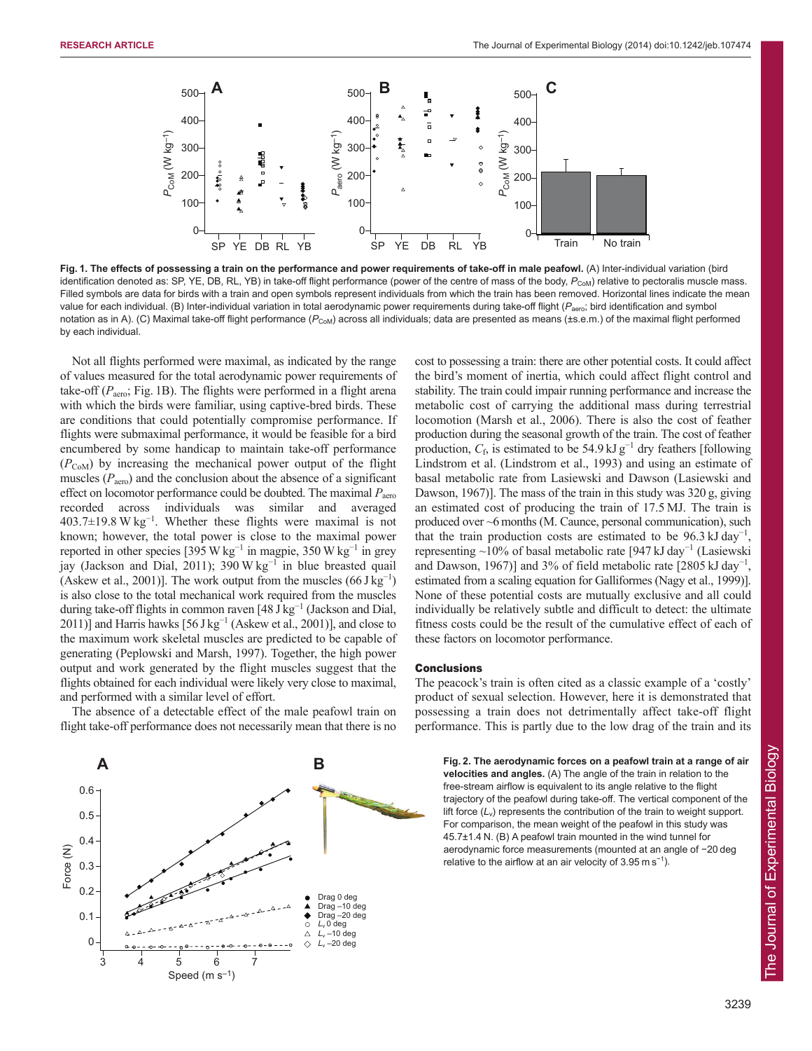**Fig. 1. The effects of possessing a train on the performance and power requirements of take-off in male peafowl.** (A) Inter-individual variation (bird identification denoted as: SP, YE, DB, RL, YB) in take-off flight performance (power of the centre of mass of the body, $P_{CoM}$) relative to pectoralis muscle mass. Filled symbols are data for birds with a train and open symbols represent individuals from which the train has been removed. Horizontal lines indicate the mean value for each individual. (B) Inter-individual variation in total aerodynamic power requirements during take-off flight ($P_{aero}$; bird identification and symbol notation as in A). (C) Maximal take-off flight performance ($P_{CoM}$) across all individuals; data are presented as means (±s.e.m.) of the maximal flight performed by each individual.

Not all flights performed were maximal, as indicated by the range of values measured for the total aerodynamic power requirements of take-off ($P_{aero}$; Fig. 1B). The flights were performed in a flight arena with which the birds were familiar, using captive-bred birds. These are conditions that could potentially compromise performance. If flights were submaximal performance, it would be feasible for a bird encumbered by some handicap to maintain take-off performance ($P_{CoM}$) by increasing the mechanical power output of the flight muscles ($P_{aero}$) and the conclusion about the absence of a significant effect on locomotor performance could be doubted. The maximal $P_{aero}$ recorded across individuals was similar and averaged 403.7±19.8 W kg$^{-1}$. Whether these flights were maximal is not known; however, the total power is close to the maximal power reported in other species [395 W kg$^{-1}$ in magpie, 350 W kg$^{-1}$ in grey jay (Jackson and Dial, 2011); 390 W kg$^{-1}$ in blue breasted quail (Askew et al., 2001)]. The work output from the muscles (66 J kg$^{-1}$) is also close to the total mechanical work required from the muscles during take-off flights in common raven [48 J kg$^{-1}$ (Jackson and Dial, 2011)] and Harris hawks [56 J kg$^{-1}$ (Askew et al., 2001)], and close to the maximum work skeletal muscles are predicted to be capable of generating (Peplowski and Marsh, 1997). Together, the high power output and work generated by the flight muscles suggest that the flights obtained for each individual were likely very close to maximal, and performed with a similar level of effort.

The absence of a detectable effect of the male peafowl train on flight take-off performance does not necessarily mean that there is no cost to possessing a train: there are other potential costs. It could affect the bird's moment of inertia, which could affect flight control and stability. The train could impair running performance and increase the metabolic cost of carrying the additional mass during terrestrial locomotion (Marsh et al., 2006). There is also the cost of feather production during the seasonal growth of the train. The cost of feather production, $C_f$, is estimated to be 54.9 kJ g$^{-1}$ dry feathers [following Lindstrom et al. (Lindstrom et al., 1993) and using an estimate of basal metabolic rate from Lasiewski and Dawson (Lasiewski and Dawson, 1967)]. The mass of the train in this study was 320 g, giving an estimated cost of producing the train of 17.5 MJ. The train is produced over ~6 months (M. Caunce, personal communication), such that the train production costs are estimated to be 96.3 kJ day$^{-1}$, representing ~10% of basal metabolic rate [947 kJ day$^{-1}$ (Lasiewski and Dawson, 1967)] and 3% of field metabolic rate [2805 kJ day$^{-1}$, estimated from a scaling equation for Galliformes (Nagy et al., 1999)]. None of these potential costs are mutually exclusive and all could individually be relatively subtle and difficult to detect: the ultimate fitness costs could be the result of the cumulative effect of each of these factors on locomotor performance.

## Conclusions

The peacock's train is often cited as a classic example of a 'costly' product of sexual selection. However, here it is demonstrated that possessing a train does not detrimentally affect take-off flight performance. This is partly due to the low drag of the train and its

**Fig. 2. The aerodynamic forces on a peafowl train at a range of air velocities and angles.** (A) The angle of the train in relation to the free-stream airflow is equivalent to its angle relative to the flight trajectory of the peafowl during take-off. The vertical component of the lift force ($L_v$) represents the contribution of the train to weight support. For comparison, the mean weight of the peafowl in this study was 45.7±1.4 N. (B) A peafowl train mounted in the wind tunnel for aerodynamic force measurements (mounted at an angle of −20 deg relative to the airflow at an air velocity of 3.95 m s$^{-1}$).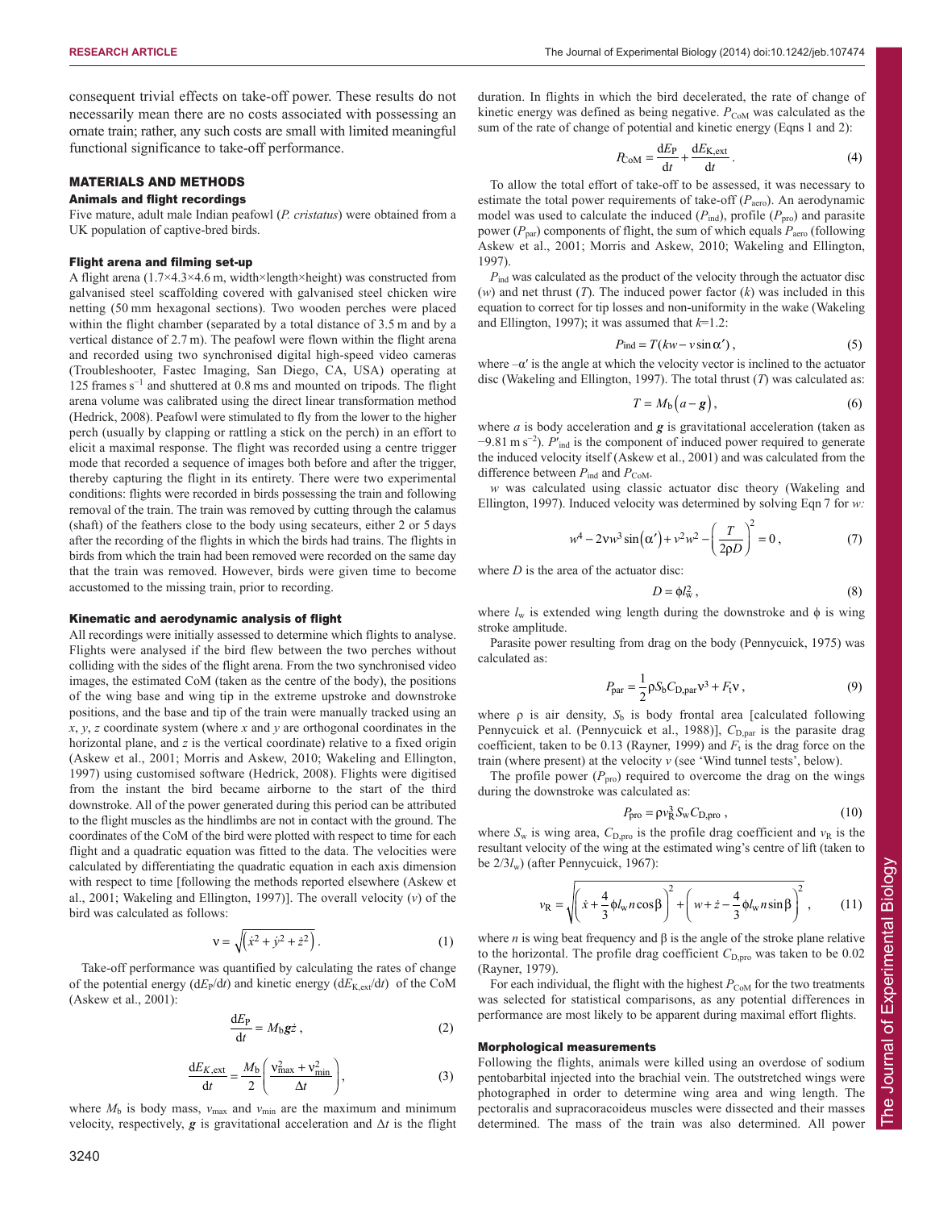consequent trivial effects on take-off power. These results do not necessarily mean there are no costs associated with possessing an ornate train; rather, any such costs are small with limited meaningful functional significance to take-off performance.

## MATERIALS AND METHODS

### Animals and flight recordings

Five mature, adult male Indian peafowl (*P. cristatus*) were obtained from a UK population of captive-bred birds.

### Flight arena and filming set-up

A flight arena (1.7×4.3×4.6 m, width×length×height) was constructed from galvanised steel scaffolding covered with galvanised steel chicken wire netting (50 mm hexagonal sections). Two wooden perches were placed within the flight chamber (separated by a total distance of 3.5 m and by a vertical distance of 2.7 m). The peafowl were flown within the flight arena and recorded using two synchronised digital high-speed video cameras (Troubleshooter, Fastec Imaging, San Diego, CA, USA) operating at 125 frames $s^{-1}$ and shuttered at 0.8 ms and mounted on tripods. The flight arena volume was calibrated using the direct linear transformation method (Hedrick, 2008). Peafowl were stimulated to fly from the lower to the higher perch (usually by clapping or rattling a stick on the perch) in an effort to elicit a maximal response. The flight was recorded using a centre trigger mode that recorded a sequence of images both before and after the trigger, thereby capturing the flight in its entirety. There were two experimental conditions: flights were recorded in birds possessing the train and following removal of the train. The train was removed by cutting through the calamus (shaft) of the feathers close to the body using secateurs, either 2 or 5 days after the recording of the flights in which the birds had trains. The flights in birds from which the train had been removed were recorded on the same day that the train was removed. However, birds were given time to become accustomed to the missing train, prior to recording.

### Kinematic and aerodynamic analysis of flight

All recordings were initially assessed to determine which flights to analyse. Flights were analysed if the bird flew between the two perches without colliding with the sides of the flight arena. From the two synchronised video images, the estimated CoM (taken as the centre of the body), the positions of the wing base and wing tip in the extreme upstroke and downstroke positions, and the base and tip of the train were manually tracked using an $x$, $y$, $z$ coordinate system (where $x$ and $y$ are orthogonal coordinates in the horizontal plane, and $z$ is the vertical coordinate) relative to a fixed origin (Askew et al., 2001; Morris and Askew, 2010; Wakeling and Ellington, 1997) using customised software (Hedrick, 2008). Flights were digitised from the instant the bird became airborne to the start of the third downstroke. All of the power generated during this period can be attributed to the flight muscles as the hindlimbs are not in contact with the ground. The coordinates of the CoM of the bird were plotted with respect to time for each flight and a quadratic equation was fitted to the data. The velocities were calculated by differentiating the quadratic equation in each axis dimension with respect to time [following the methods reported elsewhere (Askew et al., 2001; Wakeling and Ellington, 1997)]. The overall velocity ($v$) of the bird was calculated as follows:

$$v = \sqrt{\left(\dot{x}^2 + \dot{y}^2 + \dot{z}^2\right)}\,. \tag{1}$$

Take-off performance was quantified by calculating the rates of change of the potential energy ($dE_P/dt$) and kinetic energy ($dE_{K,ext}/dt$) of the CoM (Askew et al., 2001):

$$\frac{dE_P}{dt} = M_b \boldsymbol{g} \dot{z}\,, \tag{2}$$

$$\frac{dE_{K,ext}}{dt} = \frac{M_b}{2}\left(\frac{v_{max}^2 + v_{min}^2}{\Delta t}\right), \tag{3}$$

where $M_b$ is body mass, $v_{max}$ and $v_{min}$ are the maximum and minimum velocity, respectively, $\boldsymbol{g}$ is gravitational acceleration and $\Delta t$ is the flight duration. In flights in which the bird decelerated, the rate of change of kinetic energy was defined as being negative. $P_{CoM}$ was calculated as the sum of the rate of change of potential and kinetic energy (Eqns 1 and 2):

$$P_{CoM} = \frac{dE_P}{dt} + \frac{dE_{K,ext}}{dt}\,. \tag{4}$$

To allow the total effort of take-off to be assessed, it was necessary to estimate the total power requirements of take-off ($P_{aero}$). An aerodynamic model was used to calculate the induced ($P_{ind}$), profile ($P_{pro}$) and parasite power ($P_{par}$) components of flight, the sum of which equals $P_{aero}$ (following Askew et al., 2001; Morris and Askew, 2010; Wakeling and Ellington, 1997).

$P_{ind}$ was calculated as the product of the velocity through the actuator disc ($w$) and net thrust ($T$). The induced power factor ($k$) was included in this equation to correct for tip losses and non-uniformity in the wake (Wakeling and Ellington, 1997); it was assumed that $k$=1.2:

$$P_{ind} = T(kw - v\sin\alpha')\,, \tag{5}$$

where $-\alpha'$ is the angle at which the velocity vector is inclined to the actuator disc (Wakeling and Ellington, 1997). The total thrust ($T$) was calculated as:

$$T = M_b\left(a - \boldsymbol{g}\right), \tag{6}$$

where $a$ is body acceleration and $\boldsymbol{g}$ is gravitational acceleration (taken as $-9.81$ m $s^{-2}$). $P'_{ind}$ is the component of induced power required to generate the induced velocity itself (Askew et al., 2001) and was calculated from the difference between $P_{ind}$ and $P_{CoM}$.

$w$ was calculated using classic actuator disc theory (Wakeling and Ellington, 1997). Induced velocity was determined by solving Eqn 7 for $w$:

$$w^4 - 2vw^3\sin(\alpha') + v^2w^2 - \left(\frac{T}{2\rho D}\right)^2 = 0\,, \tag{7}$$

where $D$ is the area of the actuator disc:

$$D = \phi l_w^2\,, \tag{8}$$

where $l_w$ is extended wing length during the downstroke and $\phi$ is wing stroke amplitude.

Parasite power resulting from drag on the body (Pennycuick, 1975) was calculated as:

$$P_{par} = \frac{1}{2}\rho S_b C_{D,par} v^3 + F_t v\,, \tag{9}$$

where $\rho$ is air density, $S_b$ is body frontal area [calculated following Pennycuick et al. (Pennycuick et al., 1988)], $C_{D,par}$ is the parasite drag coefficient, taken to be 0.13 (Rayner, 1999) and $F_t$ is the drag force on the train (where present) at the velocity $v$ (see 'Wind tunnel tests', below).

The profile power ($P_{pro}$) required to overcome the drag on the wings during the downstroke was calculated as:

$$P_{pro} = \rho v_R^3 S_w C_{D,pro}\,, \tag{10}$$

where $S_w$ is wing area, $C_{D,pro}$ is the profile drag coefficient and $v_R$ is the resultant velocity of the wing at the estimated wing's centre of lift (taken to be $2/3 l_w$) (after Pennycuick, 1967):

$$v_R = \sqrt{\left(\dot{x} + \frac{4}{3}\phi l_w n\cos\beta\right)^2 + \left(w + \dot{z} - \frac{4}{3}\phi l_w n\sin\beta\right)^2}\,, \tag{11}$$

where $n$ is wing beat frequency and $\beta$ is the angle of the stroke plane relative to the horizontal. The profile drag coefficient $C_{D,pro}$ was taken to be 0.02 (Rayner, 1979).

For each individual, the flight with the highest $P_{CoM}$ for the two treatments was selected for statistical comparisons, as any potential differences in performance are most likely to be apparent during maximal effort flights.

### Morphological measurements

Following the flights, animals were killed using an overdose of sodium pentobarbital injected into the brachial vein. The outstretched wings were photographed in order to determine wing area and wing length. The pectoralis and supracoracoideus muscles were dissected and their masses determined. The mass of the train was also determined. All power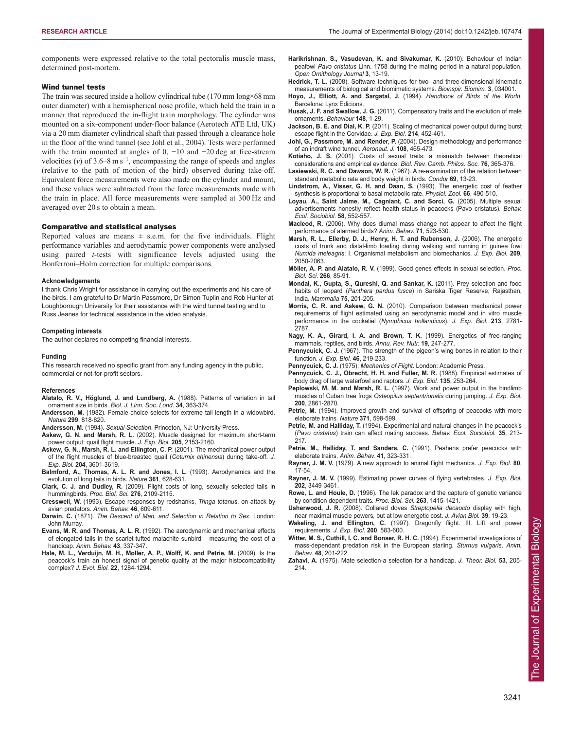components were expressed relative to the total pectoralis muscle mass, determined post-mortem.

### Wind tunnel tests

The train was secured inside a hollow cylindrical tube (170 mm long×68 mm outer diameter) with a hemispherical nose profile, which held the train in a manner that reproduced the in-flight train morphology. The cylinder was mounted on a six-component under-floor balance (Aerotech ATE Ltd, UK) via a 20 mm diameter cylindrical shaft that passed through a clearance hole in the floor of the wind tunnel (see Johl et al., 2004). Tests were performed with the train mounted at angles of 0, −10 and −20 deg at free-stream velocities ($v$) of 3.6–8 m s$^{-1}$, encompassing the range of speeds and angles (relative to the path of motion of the bird) observed during take-off. Equivalent force measurements were also made on the cylinder and mount, and these values were subtracted from the force measurements made with the train in place. All force measurements were sampled at 300 Hz and averaged over 20 s to obtain a mean.

### Comparative and statistical analyses

Reported values are means ± s.e.m. for the five individuals. Flight performance variables and aerodynamic power components were analysed using paired $t$-tests with significance levels adjusted using the Bonferroni–Holm correction for multiple comparisons.

#### Acknowledgements

I thank Chris Wright for assistance in carrying out the experiments and his care of the birds. I am grateful to Dr Martin Passmore, Dr Simon Tuplin and Rob Hunter at Loughborough University for their assistance with the wind tunnel testing and to Russ Jeanes for technical assistance in the video analysis.

#### Competing interests

The author declares no competing financial interests.

#### Funding

This research received no specific grant from any funding agency in the public, commercial or not-for-profit sectors.

#### References

**Alatalo, R. V., Höglund, J. and Lundberg, A.** (1988). Patterns of variation in tail ornament size in birds. *Biol. J. Linn. Soc. Lond.* **34**, 363-374.

**Andersson, M.** (1982). Female choice selects for extreme tail length in a widowbird. *Nature* **299**, 818-820.

**Andersson, M.** (1994). *Sexual Selection*. Princeton, NJ: University Press.

**Askew, G. N. and Marsh, R. L.** (2002). Muscle designed for maximum short-term power output: quail flight muscle. *J. Exp. Biol.* **205**, 2153-2160.

**Askew, G. N., Marsh, R. L. and Ellington, C. P.** (2001). The mechanical power output of the flight muscles of blue-breasted quail (*Coturnix chinensis*) during take-off. *J. Exp. Biol.* **204**, 3601-3619.

**Balmford, A., Thomas, A. L. R. and Jones, I. L.** (1993). Aerodynamics and the evolution of long tails in birds. *Nature* **361**, 628-631.

**Clark, C. J. and Dudley, R.** (2009). Flight costs of long, sexually selected tails in hummingbirds. *Proc. Biol. Sci.* **276**, 2109-2115.

**Cresswell, W.** (1993). Escape responses by redshanks, *Tringa totanus*, on attack by avian predators. *Anim. Behav.* **46**, 609-611.

**Darwin, C.** (1871). *The Descent of Man, and Selection in Relation to Sex*. London: John Murray.

**Evans, M. R. and Thomas, A. L. R.** (1992). The aerodynamic and mechanical effects of elongated tails in the scarlet-tufted malachite sunbird – measuring the cost of a handicap. *Anim. Behav.* **43**, 337-347.

**Hale, M. L., Verduijn, M. H., Møller, A. P., Wolff, K. and Petrie, M.** (2009). Is the peacock's train an honest signal of genetic quality at the major histocompatibility complex? *J. Evol. Biol.* **22**, 1284-1294.

**Harikrishnan, S., Vasudevan, K. and Sivakumar, K.** (2010). Behaviour of Indian peafowl *Pavo cristatus* Linn. 1758 during the mating period in a natural population. *Open Ornithology Journal* **3**, 13-19.

**Hedrick, T. L.** (2008). Software techniques for two- and three-dimensional kinematic measurements of biological and biomimetic systems. *Bioinspir. Biomim.* **3**, 034001.

**Hoyo, J., Elliott, A. and Sargatal, J.** (1994). *Handbook of Birds of the World*. Barcelona: Lynx Edicions.

**Husak, J. F. and Swallow, J. G.** (2011). Compensatory traits and the evolution of male ornaments. *Behaviour* **148**, 1-29.

**Jackson, B. E. and Dial, K. P.** (2011). Scaling of mechanical power output during burst escape flight in the Corvidae. *J. Exp. Biol.* **214**, 452-461.

**Johl, G., Passmore, M. and Render, P.** (2004). Design methodology and performance of an indraft wind tunnel. *Aeronaut. J.* **108**, 465-473.

**Kotiaho, J. S.** (2001). Costs of sexual traits: a mismatch between theoretical considerations and empirical evidence. *Biol. Rev. Camb. Philos. Soc.* **76**, 365-376.

**Lasiewski, R. C. and Dawson, W. R.** (1967). A re-examination of the relation between standard metabolic rate and body weight in birds. *Condor* **69**, 13-23.

**Lindstrom, A., Visser, G. H. and Daan, S.** (1993). The energetic cost of feather synthesis is proportional to basal metabolic rate. *Physiol. Zool.* **66**, 490-510.

**Loyau, A., Saint Jalme, M., Cagniant, C. and Sorci, G.** (2005). Multiple sexual advertisements honestly reflect health status in peacocks (Pavo cristatus). *Behav. Ecol. Sociobiol.* **58**, 552-557.

**Macleod, R.** (2006). Why does diurnal mass change not appear to affect the flight performance of alarmed birds? *Anim. Behav.* **71**, 523-530.

**Marsh, R. L., Ellerby, D. J., Henry, H. T. and Rubenson, J.** (2006). The energetic costs of trunk and distal-limb loading during walking and running in guinea fowl *Numida meleagris*: I. Organismal metabolism and biomechanics. *J. Exp. Biol.* **209**, 2050-2063.

**Möller, A. P. and Alatalo, R. V.** (1999). Good genes effects in sexual selection. *Proc. Biol. Sci.* **266**, 85-91.

**Mondal, K., Gupta, S., Qureshi, Q. and Sankar, K.** (2011). Prey selection and food habits of leopard (*Panthera pardus fusca*) in Sariska Tiger Reserve, Rajasthan, India. *Mammalia* **75**, 201-205.

**Morris, C. R. and Askew, G. N.** (2010). Comparison between mechanical power requirements of flight estimated using an aerodynamic model and in vitro muscle performance in the cockatiel (*Nymphicus hollandicus*). *J. Exp. Biol.* **213**, 2781-2787.

**Nagy, K. A., Girard, I. A. and Brown, T. K.** (1999). Energetics of free-ranging mammals, reptiles, and birds. *Annu. Rev. Nutr.* **19**, 247-277.

**Pennycuick, C. J.** (1967). The strength of the pigeon's wing bones in relation to their function. *J. Exp. Biol.* **46**, 219-233.

**Pennycuick, C. J.** (1975). *Mechanics of Flight*. London: Academic Press.

**Pennycuick, C. J., Obrecht, H. H. and Fuller, M. R.** (1988). Empirical estimates of body drag of large waterfowl and raptors. *J. Exp. Biol.* **135**, 253-264.

**Peplowski, M. M. and Marsh, R. L.** (1997). Work and power output in the hindlimb muscles of Cuban tree frogs *Osteopilus septentrionalis* during jumping. *J. Exp. Biol.* **200**, 2861-2870.

**Petrie, M.** (1994). Improved growth and survival of offspring of peacocks with more elaborate trains. *Nature* **371**, 598-599.

**Petrie, M. and Halliday, T.** (1994). Experimental and natural changes in the peacock's (*Pavo cristatus*) train can affect mating success. *Behav. Ecol. Sociobiol.* **35**, 213-217.

**Petrie, M., Halliday, T. and Sanders, C.** (1991). Peahens prefer peacocks with elaborate trains. *Anim. Behav.* **41**, 323-331.

**Rayner, J. M. V.** (1979). A new approach to animal flight mechanics. *J. Exp. Biol.* **80**, 17-54.

**Rayner, J. M. V.** (1999). Estimating power curves of flying vertebrates. *J. Exp. Biol.* **202**, 3449-3461.

**Rowe, L. and Houle, D.** (1996). The lek paradox and the capture of genetic variance by condition dependent traits. *Proc. Biol. Sci.* **263**, 1415-1421.

**Usherwood, J. R.** (2008). Collared doves *Streptopelia decaocto* display with high, near maximal muscle powers, but at low energetic cost. *J. Avian Biol.* **39**, 19-23.

**Wakeling, J. and Ellington, C.** (1997). Dragonfly flight. III. Lift and power requirements. *J. Exp. Biol.* **200**, 583-600.

**Witter, M. S., Cuthill, I. C. and Bonser, R. H. C.** (1994). Experimental investigations of mass-dependant predation risk in the European starling, *Sturnus vulgaris*. *Anim. Behav.* **48**, 201-222.

**Zahavi, A.** (1975). Mate selection-a selection for a handicap. *J. Theor. Biol.* **53**, 205-214.